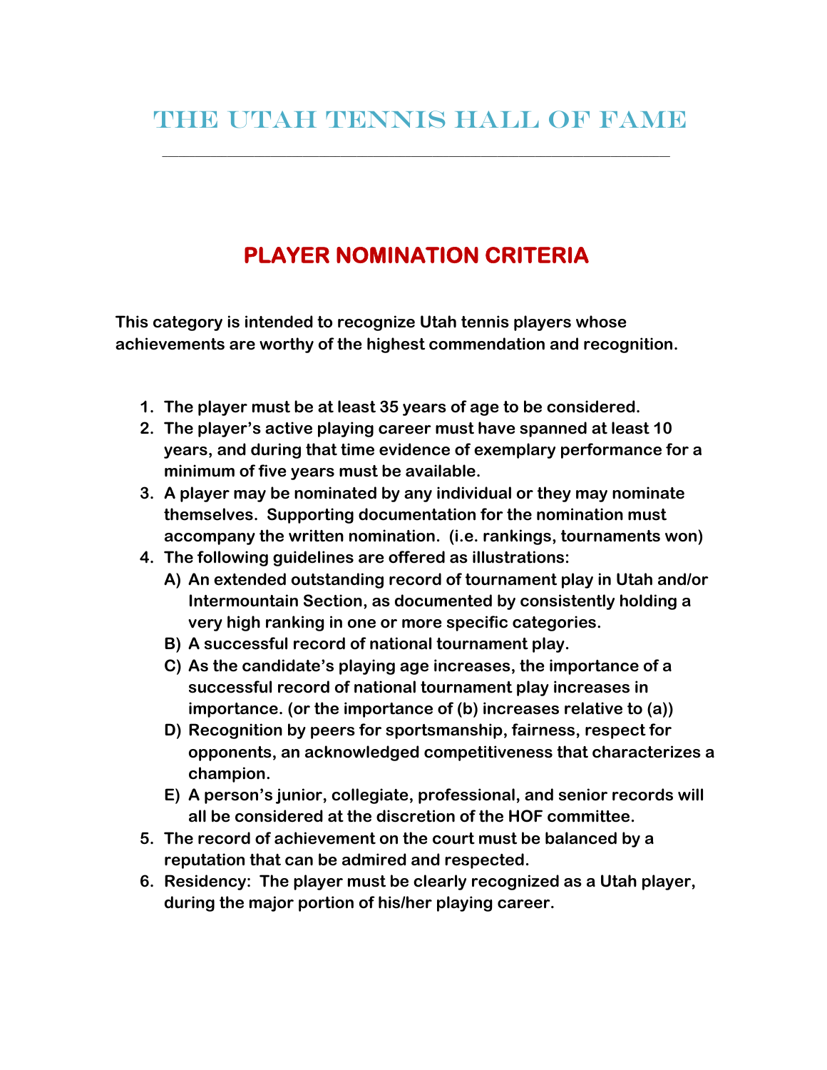# The Utah Tennis Hall of Fame

## PLAYER NOMINATION CRITERIA

**This category is intended to recognize Utah tennis players whose achievements are worthy of the highest commendation and recognition.**

1. **The player must be at least 35 years of age to be considered.**
2. **The player's active playing career must have spanned at least 10 years, and during that time evidence of exemplary performance for a minimum of five years must be available.**
3. **A player may be nominated by any individual or they may nominate themselves. Supporting documentation for the nomination must accompany the written nomination. (i.e. rankings, tournaments won)**
4. **The following guidelines are offered as illustrations:**
   - **A) An extended outstanding record of tournament play in Utah and/or Intermountain Section, as documented by consistently holding a very high ranking in one or more specific categories.**
   - **B) A successful record of national tournament play.**
   - **C) As the candidate's playing age increases, the importance of a successful record of national tournament play increases in importance. (or the importance of (b) increases relative to (a))**
   - **D) Recognition by peers for sportsmanship, fairness, respect for opponents, an acknowledged competitiveness that characterizes a champion.**
   - **E) A person's junior, collegiate, professional, and senior records will all be considered at the discretion of the HOF committee.**
5. **The record of achievement on the court must be balanced by a reputation that can be admired and respected.**
6. **Residency: The player must be clearly recognized as a Utah player, during the major portion of his/her playing career.**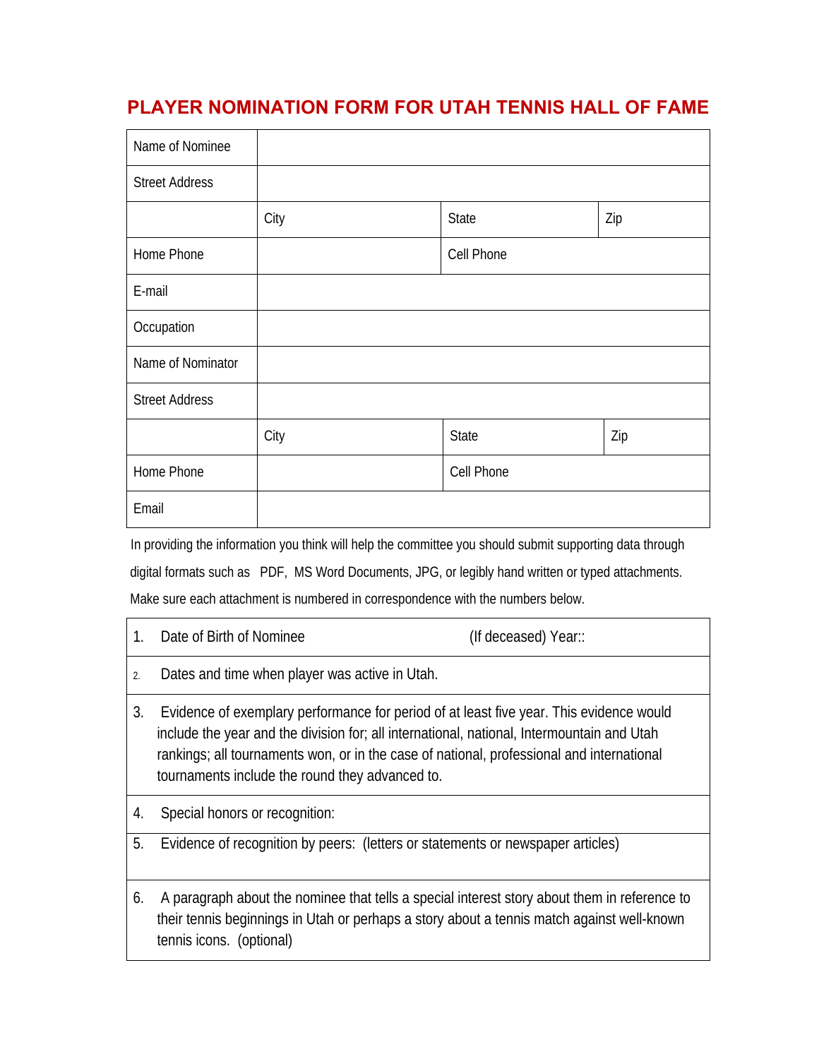# PLAYER NOMINATION FORM FOR UTAH TENNIS HALL OF FAME

| | | | |
|---|---|---|---|
| Name of Nominee | | | |
| Street Address | | | |
| | City | State | Zip |
| Home Phone | | Cell Phone | |
| E-mail | | | |
| Occupation | | | |
| Name of Nominator | | | |
| Street Address | | | |
| | City | State | Zip |
| Home Phone | | Cell Phone | |
| Email | | | |

In providing the information you think will help the committee you should submit supporting data through digital formats such as PDF, MS Word Documents, JPG, or legibly hand written or typed attachments. Make sure each attachment is numbered in correspondence with the numbers below.

| |
|---|
| 1. Date of Birth of Nominee (If deceased) Year:: |
| 2. Dates and time when player was active in Utah. |
| 3. Evidence of exemplary performance for period of at least five year. This evidence would include the year and the division for; all international, national, Intermountain and Utah rankings; all tournaments won, or in the case of national, professional and international tournaments include the round they advanced to. |
| 4. Special honors or recognition: |
| 5. Evidence of recognition by peers: (letters or statements or newspaper articles) |
| 6. A paragraph about the nominee that tells a special interest story about them in reference to their tennis beginnings in Utah or perhaps a story about a tennis match against well-known tennis icons. (optional) |